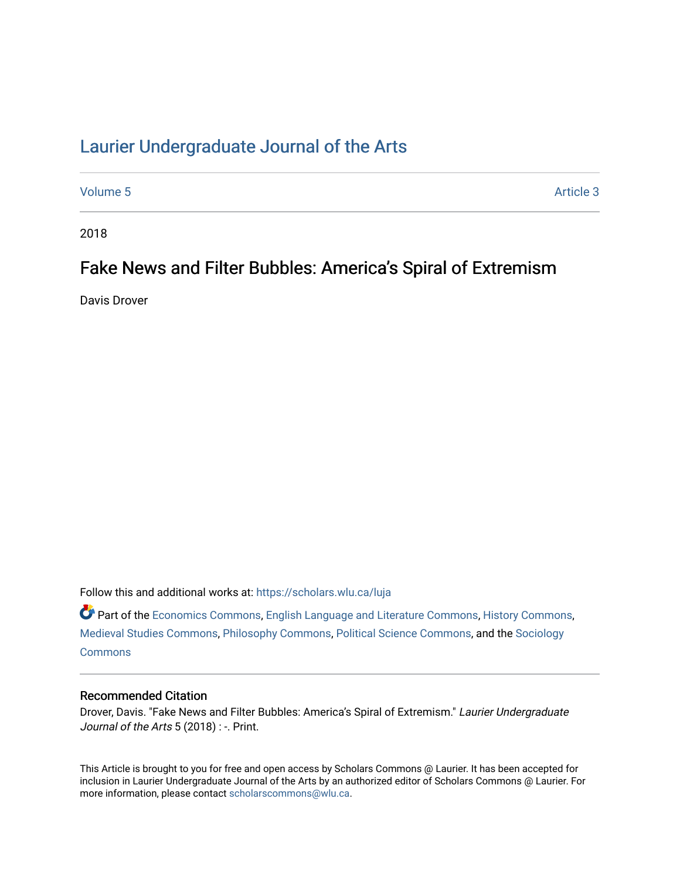# Laurier Undergraduate Journal of the Arts

Volume 5 | Article 3

2018

## Fake News and Filter Bubbles: America's Spiral of Extremism

Davis Drover

Follow this and additional works at: https://scholars.wlu.ca/luja

Part of the Economics Commons, English Language and Literature Commons, History Commons, Medieval Studies Commons, Philosophy Commons, Political Science Commons, and the Sociology Commons

### Recommended Citation

Drover, Davis. "Fake News and Filter Bubbles: America's Spiral of Extremism." *Laurier Undergraduate Journal of the Arts* 5 (2018) : -. Print.

This Article is brought to you for free and open access by Scholars Commons @ Laurier. It has been accepted for inclusion in Laurier Undergraduate Journal of the Arts by an authorized editor of Scholars Commons @ Laurier. For more information, please contact scholarscommons@wlu.ca.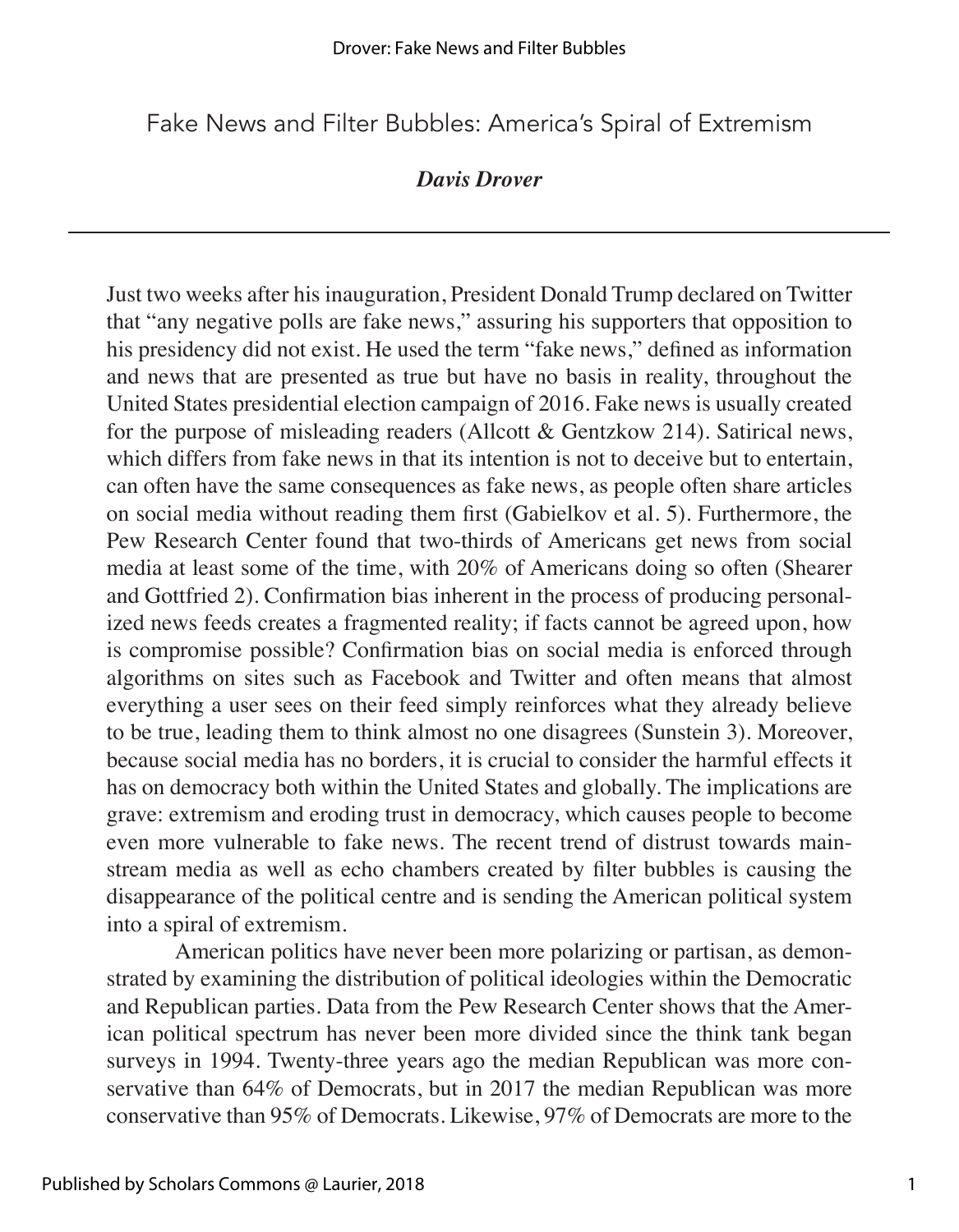# Fake News and Filter Bubbles: America's Spiral of Extremism

***Davis Drover***

---

Just two weeks after his inauguration, President Donald Trump declared on Twitter that "any negative polls are fake news," assuring his supporters that opposition to his presidency did not exist. He used the term "fake news," defined as information and news that are presented as true but have no basis in reality, throughout the United States presidential election campaign of 2016. Fake news is usually created for the purpose of misleading readers (Allcott & Gentzkow 214). Satirical news, which differs from fake news in that its intention is not to deceive but to entertain, can often have the same consequences as fake news, as people often share articles on social media without reading them first (Gabielkov et al. 5). Furthermore, the Pew Research Center found that two-thirds of Americans get news from social media at least some of the time, with 20% of Americans doing so often (Shearer and Gottfried 2). Confirmation bias inherent in the process of producing personalized news feeds creates a fragmented reality; if facts cannot be agreed upon, how is compromise possible? Confirmation bias on social media is enforced through algorithms on sites such as Facebook and Twitter and often means that almost everything a user sees on their feed simply reinforces what they already believe to be true, leading them to think almost no one disagrees (Sunstein 3). Moreover, because social media has no borders, it is crucial to consider the harmful effects it has on democracy both within the United States and globally. The implications are grave: extremism and eroding trust in democracy, which causes people to become even more vulnerable to fake news. The recent trend of distrust towards mainstream media as well as echo chambers created by filter bubbles is causing the disappearance of the political centre and is sending the American political system into a spiral of extremism.

American politics have never been more polarizing or partisan, as demonstrated by examining the distribution of political ideologies within the Democratic and Republican parties. Data from the Pew Research Center shows that the American political spectrum has never been more divided since the think tank began surveys in 1994. Twenty-three years ago the median Republican was more conservative than 64% of Democrats, but in 2017 the median Republican was more conservative than 95% of Democrats. Likewise, 97% of Democrats are more to the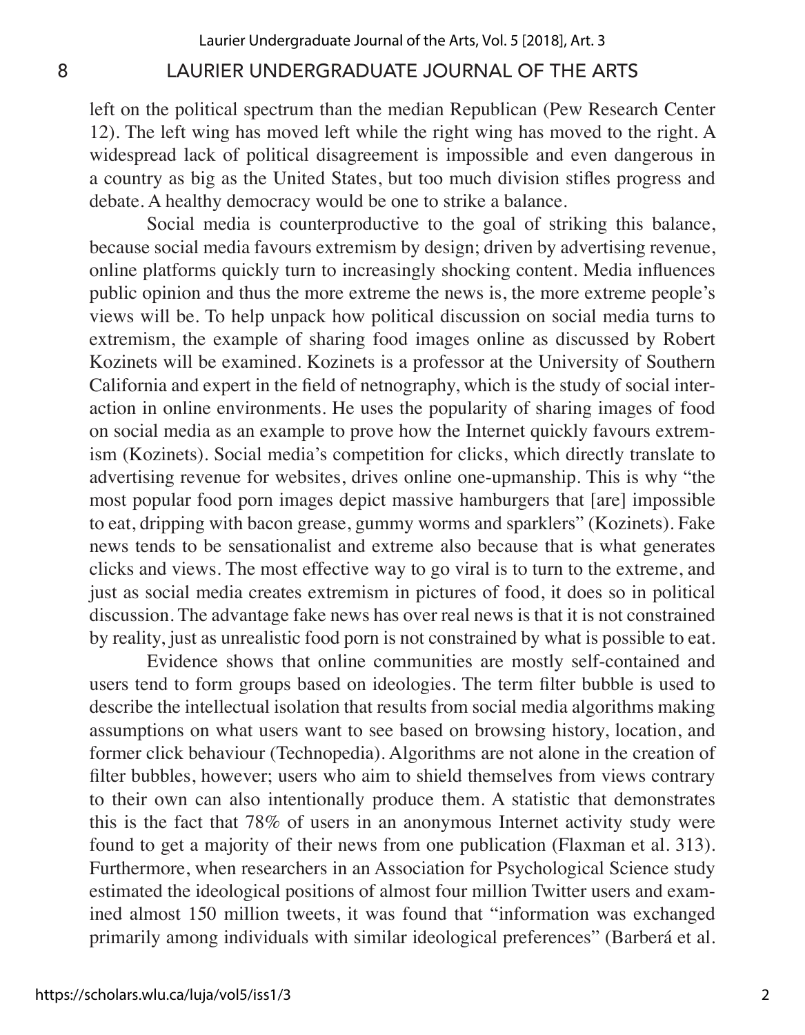left on the political spectrum than the median Republican (Pew Research Center 12). The left wing has moved left while the right wing has moved to the right. A widespread lack of political disagreement is impossible and even dangerous in a country as big as the United States, but too much division stifles progress and debate. A healthy democracy would be one to strike a balance.

Social media is counterproductive to the goal of striking this balance, because social media favours extremism by design; driven by advertising revenue, online platforms quickly turn to increasingly shocking content. Media influences public opinion and thus the more extreme the news is, the more extreme people's views will be. To help unpack how political discussion on social media turns to extremism, the example of sharing food images online as discussed by Robert Kozinets will be examined. Kozinets is a professor at the University of Southern California and expert in the field of netnography, which is the study of social interaction in online environments. He uses the popularity of sharing images of food on social media as an example to prove how the Internet quickly favours extremism (Kozinets). Social media's competition for clicks, which directly translate to advertising revenue for websites, drives online one-upmanship. This is why "the most popular food porn images depict massive hamburgers that [are] impossible to eat, dripping with bacon grease, gummy worms and sparklers" (Kozinets). Fake news tends to be sensationalist and extreme also because that is what generates clicks and views. The most effective way to go viral is to turn to the extreme, and just as social media creates extremism in pictures of food, it does so in political discussion. The advantage fake news has over real news is that it is not constrained by reality, just as unrealistic food porn is not constrained by what is possible to eat.

Evidence shows that online communities are mostly self-contained and users tend to form groups based on ideologies. The term filter bubble is used to describe the intellectual isolation that results from social media algorithms making assumptions on what users want to see based on browsing history, location, and former click behaviour (Technopedia). Algorithms are not alone in the creation of filter bubbles, however; users who aim to shield themselves from views contrary to their own can also intentionally produce them. A statistic that demonstrates this is the fact that 78% of users in an anonymous Internet activity study were found to get a majority of their news from one publication (Flaxman et al. 313). Furthermore, when researchers in an Association for Psychological Science study estimated the ideological positions of almost four million Twitter users and examined almost 150 million tweets, it was found that "information was exchanged primarily among individuals with similar ideological preferences" (Barberá et al.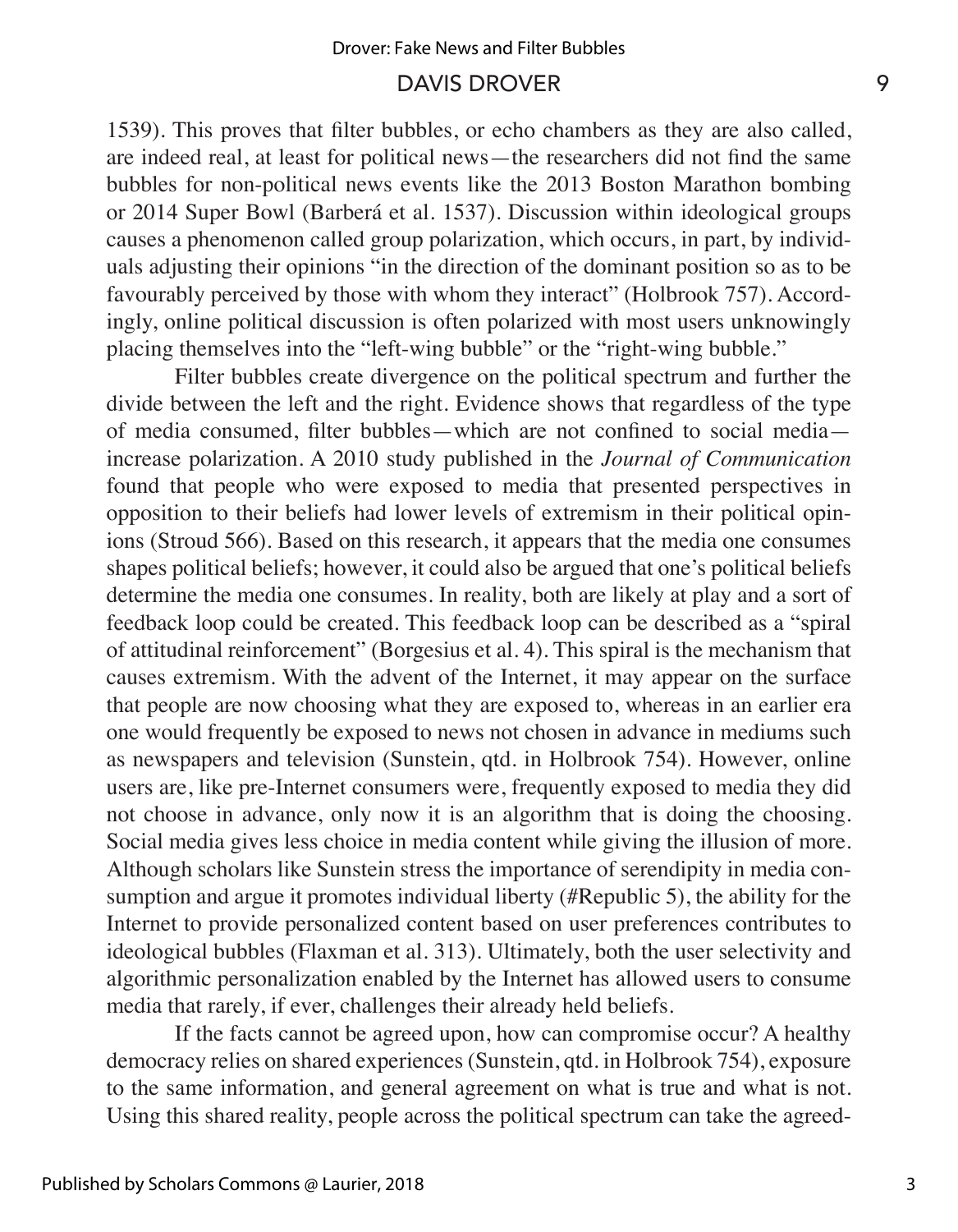1539). This proves that filter bubbles, or echo chambers as they are also called, are indeed real, at least for political news—the researchers did not find the same bubbles for non-political news events like the 2013 Boston Marathon bombing or 2014 Super Bowl (Barberá et al. 1537). Discussion within ideological groups causes a phenomenon called group polarization, which occurs, in part, by individuals adjusting their opinions "in the direction of the dominant position so as to be favourably perceived by those with whom they interact" (Holbrook 757). Accordingly, online political discussion is often polarized with most users unknowingly placing themselves into the "left-wing bubble" or the "right-wing bubble."

Filter bubbles create divergence on the political spectrum and further the divide between the left and the right. Evidence shows that regardless of the type of media consumed, filter bubbles—which are not confined to social media—increase polarization. A 2010 study published in the *Journal of Communication* found that people who were exposed to media that presented perspectives in opposition to their beliefs had lower levels of extremism in their political opinions (Stroud 566). Based on this research, it appears that the media one consumes shapes political beliefs; however, it could also be argued that one's political beliefs determine the media one consumes. In reality, both are likely at play and a sort of feedback loop could be created. This feedback loop can be described as a "spiral of attitudinal reinforcement" (Borgesius et al. 4). This spiral is the mechanism that causes extremism. With the advent of the Internet, it may appear on the surface that people are now choosing what they are exposed to, whereas in an earlier era one would frequently be exposed to news not chosen in advance in mediums such as newspapers and television (Sunstein, qtd. in Holbrook 754). However, online users are, like pre-Internet consumers were, frequently exposed to media they did not choose in advance, only now it is an algorithm that is doing the choosing. Social media gives less choice in media content while giving the illusion of more. Although scholars like Sunstein stress the importance of serendipity in media consumption and argue it promotes individual liberty (#Republic 5), the ability for the Internet to provide personalized content based on user preferences contributes to ideological bubbles (Flaxman et al. 313). Ultimately, both the user selectivity and algorithmic personalization enabled by the Internet has allowed users to consume media that rarely, if ever, challenges their already held beliefs.

If the facts cannot be agreed upon, how can compromise occur? A healthy democracy relies on shared experiences (Sunstein, qtd. in Holbrook 754), exposure to the same information, and general agreement on what is true and what is not. Using this shared reality, people across the political spectrum can take the agreed-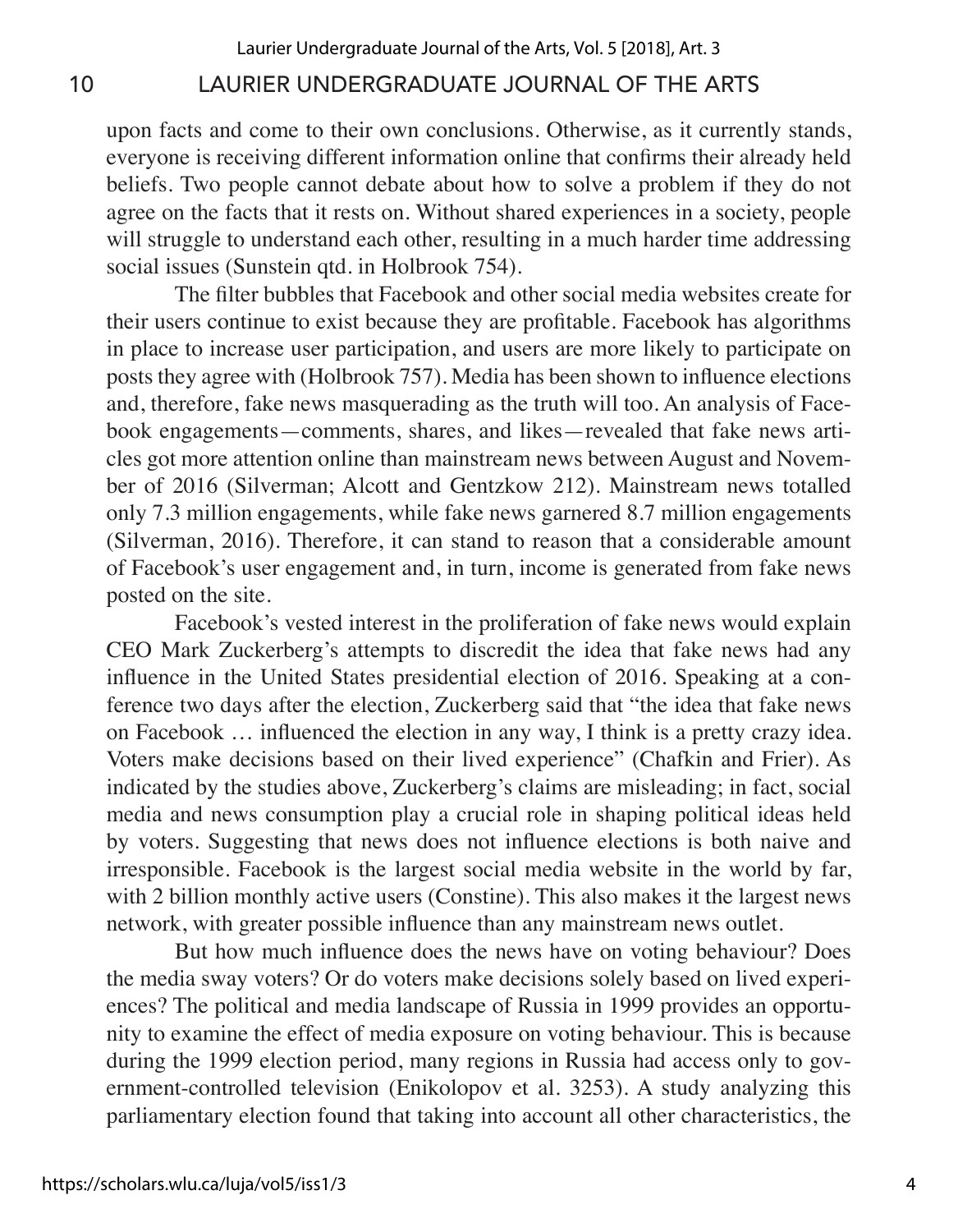upon facts and come to their own conclusions. Otherwise, as it currently stands, everyone is receiving different information online that confirms their already held beliefs. Two people cannot debate about how to solve a problem if they do not agree on the facts that it rests on. Without shared experiences in a society, people will struggle to understand each other, resulting in a much harder time addressing social issues (Sunstein qtd. in Holbrook 754).

The filter bubbles that Facebook and other social media websites create for their users continue to exist because they are profitable. Facebook has algorithms in place to increase user participation, and users are more likely to participate on posts they agree with (Holbrook 757). Media has been shown to influence elections and, therefore, fake news masquerading as the truth will too. An analysis of Facebook engagements—comments, shares, and likes—revealed that fake news articles got more attention online than mainstream news between August and November of 2016 (Silverman; Alcott and Gentzkow 212). Mainstream news totalled only 7.3 million engagements, while fake news garnered 8.7 million engagements (Silverman, 2016). Therefore, it can stand to reason that a considerable amount of Facebook's user engagement and, in turn, income is generated from fake news posted on the site.

Facebook's vested interest in the proliferation of fake news would explain CEO Mark Zuckerberg's attempts to discredit the idea that fake news had any influence in the United States presidential election of 2016. Speaking at a conference two days after the election, Zuckerberg said that "the idea that fake news on Facebook … influenced the election in any way, I think is a pretty crazy idea. Voters make decisions based on their lived experience" (Chafkin and Frier). As indicated by the studies above, Zuckerberg's claims are misleading; in fact, social media and news consumption play a crucial role in shaping political ideas held by voters. Suggesting that news does not influence elections is both naive and irresponsible. Facebook is the largest social media website in the world by far, with 2 billion monthly active users (Constine). This also makes it the largest news network, with greater possible influence than any mainstream news outlet.

But how much influence does the news have on voting behaviour? Does the media sway voters? Or do voters make decisions solely based on lived experiences? The political and media landscape of Russia in 1999 provides an opportunity to examine the effect of media exposure on voting behaviour. This is because during the 1999 election period, many regions in Russia had access only to government-controlled television (Enikolopov et al. 3253). A study analyzing this parliamentary election found that taking into account all other characteristics, the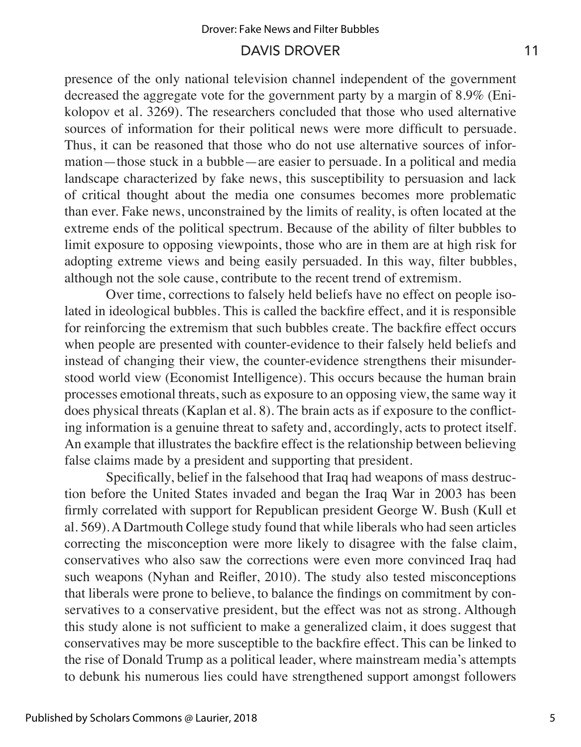presence of the only national television channel independent of the government decreased the aggregate vote for the government party by a margin of 8.9% (Enikolopov et al. 3269). The researchers concluded that those who used alternative sources of information for their political news were more difficult to persuade. Thus, it can be reasoned that those who do not use alternative sources of information—those stuck in a bubble—are easier to persuade. In a political and media landscape characterized by fake news, this susceptibility to persuasion and lack of critical thought about the media one consumes becomes more problematic than ever. Fake news, unconstrained by the limits of reality, is often located at the extreme ends of the political spectrum. Because of the ability of filter bubbles to limit exposure to opposing viewpoints, those who are in them are at high risk for adopting extreme views and being easily persuaded. In this way, filter bubbles, although not the sole cause, contribute to the recent trend of extremism.

Over time, corrections to falsely held beliefs have no effect on people isolated in ideological bubbles. This is called the backfire effect, and it is responsible for reinforcing the extremism that such bubbles create. The backfire effect occurs when people are presented with counter-evidence to their falsely held beliefs and instead of changing their view, the counter-evidence strengthens their misunderstood world view (Economist Intelligence). This occurs because the human brain processes emotional threats, such as exposure to an opposing view, the same way it does physical threats (Kaplan et al. 8). The brain acts as if exposure to the conflicting information is a genuine threat to safety and, accordingly, acts to protect itself. An example that illustrates the backfire effect is the relationship between believing false claims made by a president and supporting that president.

Specifically, belief in the falsehood that Iraq had weapons of mass destruction before the United States invaded and began the Iraq War in 2003 has been firmly correlated with support for Republican president George W. Bush (Kull et al. 569). A Dartmouth College study found that while liberals who had seen articles correcting the misconception were more likely to disagree with the false claim, conservatives who also saw the corrections were even more convinced Iraq had such weapons (Nyhan and Reifler, 2010). The study also tested misconceptions that liberals were prone to believe, to balance the findings on commitment by conservatives to a conservative president, but the effect was not as strong. Although this study alone is not sufficient to make a generalized claim, it does suggest that conservatives may be more susceptible to the backfire effect. This can be linked to the rise of Donald Trump as a political leader, where mainstream media's attempts to debunk his numerous lies could have strengthened support amongst followers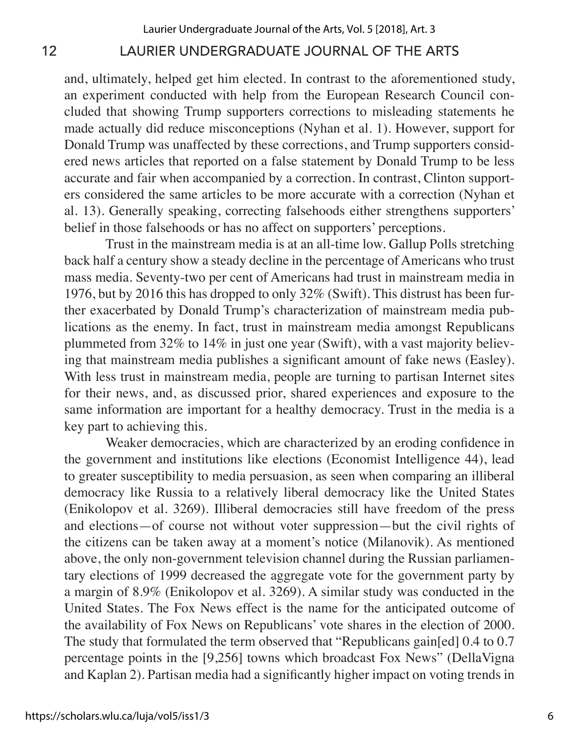and, ultimately, helped get him elected. In contrast to the aforementioned study, an experiment conducted with help from the European Research Council concluded that showing Trump supporters corrections to misleading statements he made actually did reduce misconceptions (Nyhan et al. 1). However, support for Donald Trump was unaffected by these corrections, and Trump supporters considered news articles that reported on a false statement by Donald Trump to be less accurate and fair when accompanied by a correction. In contrast, Clinton supporters considered the same articles to be more accurate with a correction (Nyhan et al. 13). Generally speaking, correcting falsehoods either strengthens supporters' belief in those falsehoods or has no affect on supporters' perceptions.

Trust in the mainstream media is at an all-time low. Gallup Polls stretching back half a century show a steady decline in the percentage of Americans who trust mass media. Seventy-two per cent of Americans had trust in mainstream media in 1976, but by 2016 this has dropped to only 32% (Swift). This distrust has been further exacerbated by Donald Trump's characterization of mainstream media publications as the enemy. In fact, trust in mainstream media amongst Republicans plummeted from 32% to 14% in just one year (Swift), with a vast majority believing that mainstream media publishes a significant amount of fake news (Easley). With less trust in mainstream media, people are turning to partisan Internet sites for their news, and, as discussed prior, shared experiences and exposure to the same information are important for a healthy democracy. Trust in the media is a key part to achieving this.

Weaker democracies, which are characterized by an eroding confidence in the government and institutions like elections (Economist Intelligence 44), lead to greater susceptibility to media persuasion, as seen when comparing an illiberal democracy like Russia to a relatively liberal democracy like the United States (Enikolopov et al. 3269). Illiberal democracies still have freedom of the press and elections—of course not without voter suppression—but the civil rights of the citizens can be taken away at a moment's notice (Milanovik). As mentioned above, the only non-government television channel during the Russian parliamentary elections of 1999 decreased the aggregate vote for the government party by a margin of 8.9% (Enikolopov et al. 3269). A similar study was conducted in the United States. The Fox News effect is the name for the anticipated outcome of the availability of Fox News on Republicans' vote shares in the election of 2000. The study that formulated the term observed that "Republicans gain[ed] 0.4 to 0.7 percentage points in the [9,256] towns which broadcast Fox News" (DellaVigna and Kaplan 2). Partisan media had a significantly higher impact on voting trends in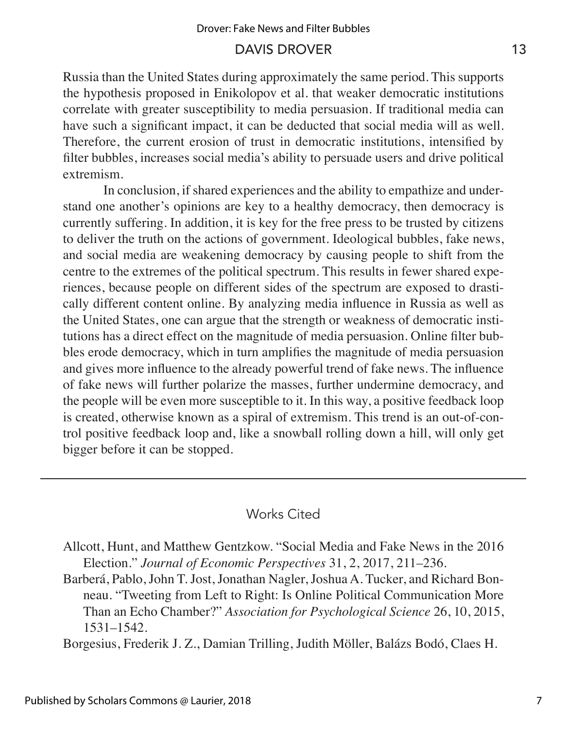Russia than the United States during approximately the same period. This supports the hypothesis proposed in Enikolopov et al. that weaker democratic institutions correlate with greater susceptibility to media persuasion. If traditional media can have such a significant impact, it can be deducted that social media will as well. Therefore, the current erosion of trust in democratic institutions, intensified by filter bubbles, increases social media's ability to persuade users and drive political extremism.

In conclusion, if shared experiences and the ability to empathize and understand one another's opinions are key to a healthy democracy, then democracy is currently suffering. In addition, it is key for the free press to be trusted by citizens to deliver the truth on the actions of government. Ideological bubbles, fake news, and social media are weakening democracy by causing people to shift from the centre to the extremes of the political spectrum. This results in fewer shared experiences, because people on different sides of the spectrum are exposed to drastically different content online. By analyzing media influence in Russia as well as the United States, one can argue that the strength or weakness of democratic institutions has a direct effect on the magnitude of media persuasion. Online filter bubbles erode democracy, which in turn amplifies the magnitude of media persuasion and gives more influence to the already powerful trend of fake news. The influence of fake news will further polarize the masses, further undermine democracy, and the people will be even more susceptible to it. In this way, a positive feedback loop is created, otherwise known as a spiral of extremism. This trend is an out-of-control positive feedback loop and, like a snowball rolling down a hill, will only get bigger before it can be stopped.

---

## Works Cited

Allcott, Hunt, and Matthew Gentzkow. "Social Media and Fake News in the 2016 Election." *Journal of Economic Perspectives* 31, 2, 2017, 211–236.

Barberá, Pablo, John T. Jost, Jonathan Nagler, Joshua A. Tucker, and Richard Bonneau. "Tweeting from Left to Right: Is Online Political Communication More Than an Echo Chamber?" *Association for Psychological Science* 26, 10, 2015, 1531–1542.

Borgesius, Frederik J. Z., Damian Trilling, Judith Möller, Balázs Bodó, Claes H.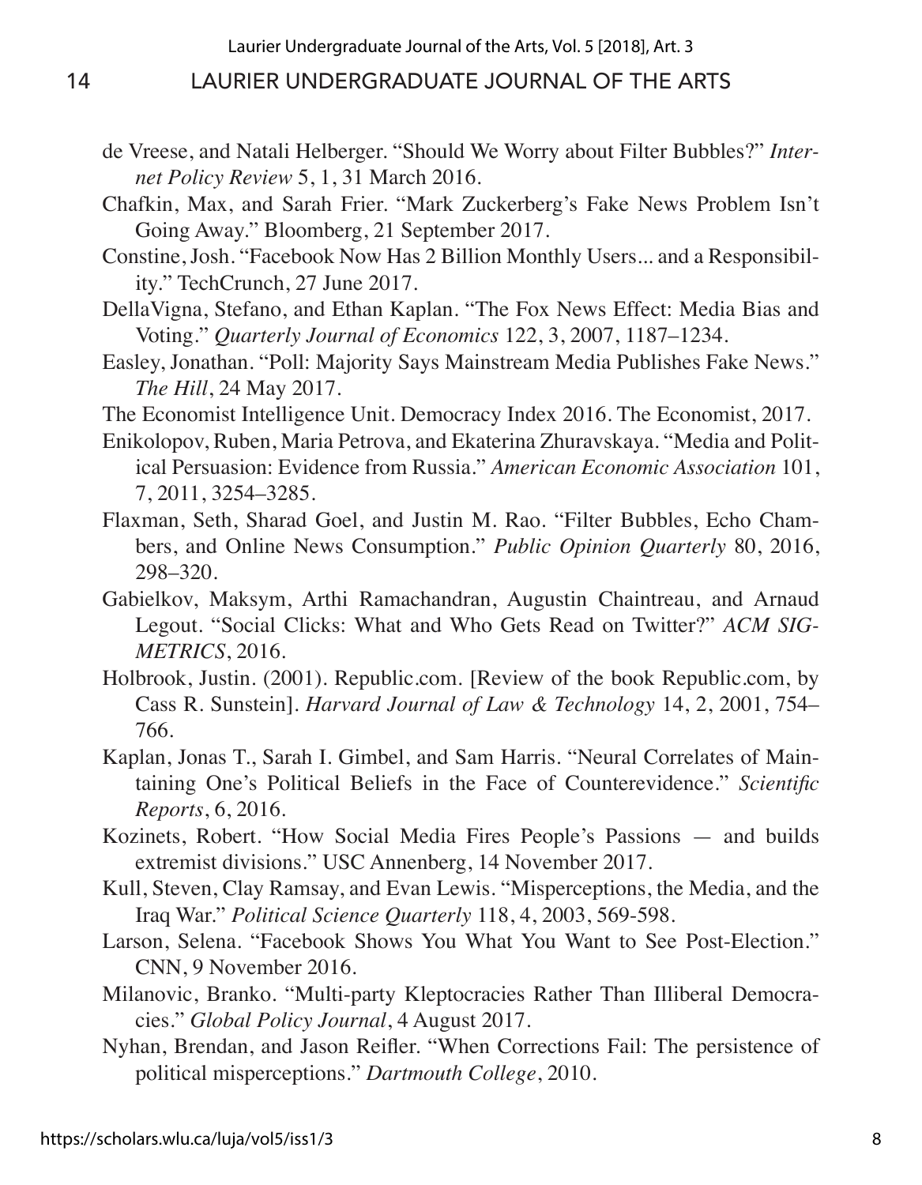de Vreese, and Natali Helberger. “Should We Worry about Filter Bubbles?” *Internet Policy Review* 5, 1, 31 March 2016.

Chafkin, Max, and Sarah Frier. “Mark Zuckerberg’s Fake News Problem Isn’t Going Away.” Bloomberg, 21 September 2017.

Constine, Josh. “Facebook Now Has 2 Billion Monthly Users... and a Responsibility.” TechCrunch, 27 June 2017.

DellaVigna, Stefano, and Ethan Kaplan. “The Fox News Effect: Media Bias and Voting.” *Quarterly Journal of Economics* 122, 3, 2007, 1187–1234.

Easley, Jonathan. “Poll: Majority Says Mainstream Media Publishes Fake News.” *The Hill*, 24 May 2017.

The Economist Intelligence Unit. Democracy Index 2016. The Economist, 2017.

Enikolopov, Ruben, Maria Petrova, and Ekaterina Zhuravskaya. “Media and Political Persuasion: Evidence from Russia.” *American Economic Association* 101, 7, 2011, 3254–3285.

Flaxman, Seth, Sharad Goel, and Justin M. Rao. “Filter Bubbles, Echo Chambers, and Online News Consumption.” *Public Opinion Quarterly* 80, 2016, 298–320.

Gabielkov, Maksym, Arthi Ramachandran, Augustin Chaintreau, and Arnaud Legout. “Social Clicks: What and Who Gets Read on Twitter?” *ACM SIGMETRICS*, 2016.

Holbrook, Justin. (2001). Republic.com. [Review of the book Republic.com, by Cass R. Sunstein]. *Harvard Journal of Law & Technology* 14, 2, 2001, 754–766.

Kaplan, Jonas T., Sarah I. Gimbel, and Sam Harris. “Neural Correlates of Maintaining One’s Political Beliefs in the Face of Counterevidence.” *Scientific Reports*, 6, 2016.

Kozinets, Robert. “How Social Media Fires People’s Passions — and builds extremist divisions.” USC Annenberg, 14 November 2017.

Kull, Steven, Clay Ramsay, and Evan Lewis. “Misperceptions, the Media, and the Iraq War.” *Political Science Quarterly* 118, 4, 2003, 569-598.

Larson, Selena. “Facebook Shows You What You Want to See Post-Election.” CNN, 9 November 2016.

Milanovic, Branko. “Multi-party Kleptocracies Rather Than Illiberal Democracies.” *Global Policy Journal*, 4 August 2017.

Nyhan, Brendan, and Jason Reifler. “When Corrections Fail: The persistence of political misperceptions.” *Dartmouth College*, 2010.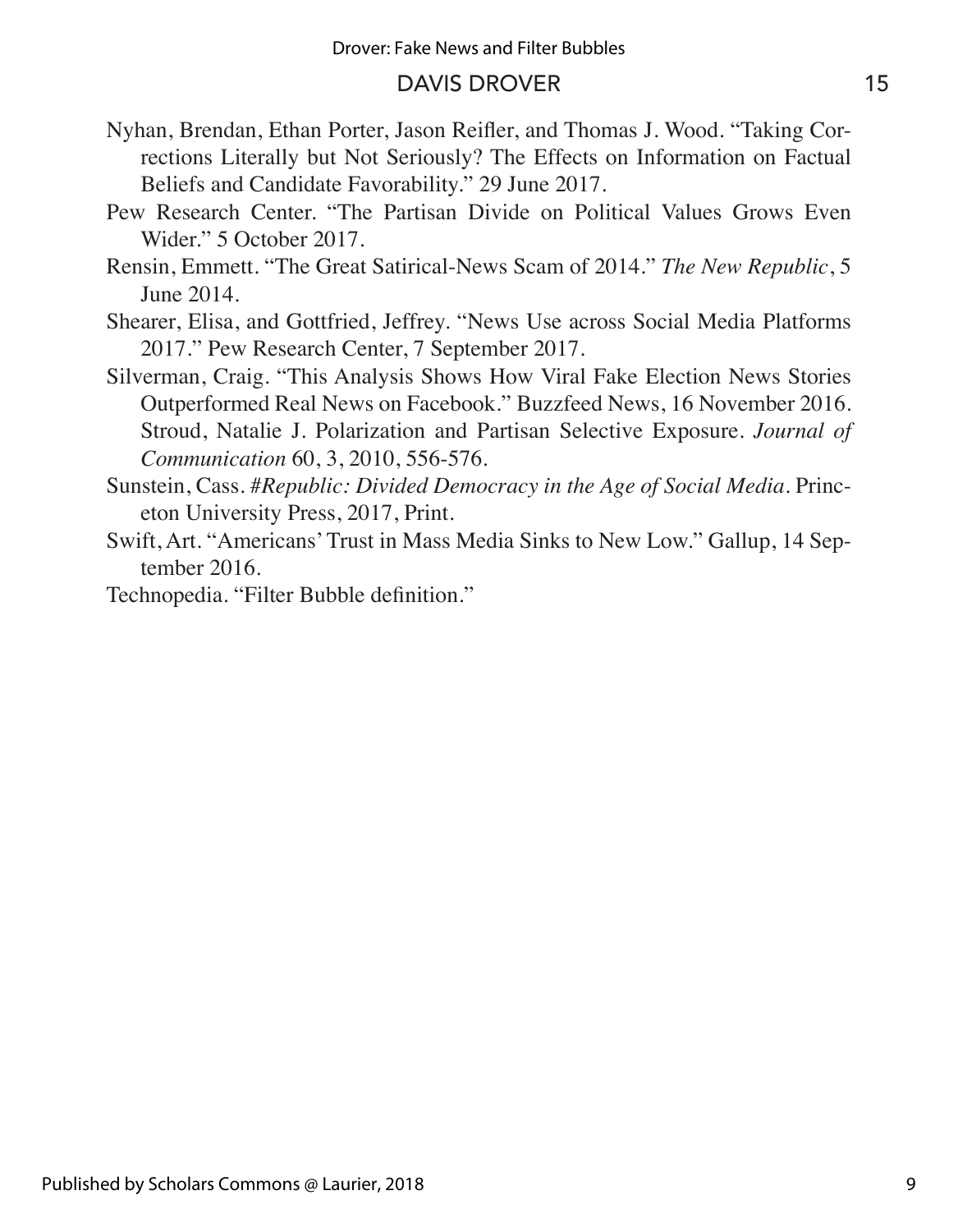Nyhan, Brendan, Ethan Porter, Jason Reifler, and Thomas J. Wood. "Taking Corrections Literally but Not Seriously? The Effects on Information on Factual Beliefs and Candidate Favorability." 29 June 2017.

Pew Research Center. "The Partisan Divide on Political Values Grows Even Wider." 5 October 2017.

Rensin, Emmett. "The Great Satirical-News Scam of 2014." *The New Republic*, 5 June 2014.

Shearer, Elisa, and Gottfried, Jeffrey. "News Use across Social Media Platforms 2017." Pew Research Center, 7 September 2017.

Silverman, Craig. "This Analysis Shows How Viral Fake Election News Stories Outperformed Real News on Facebook." Buzzfeed News, 16 November 2016. Stroud, Natalie J. Polarization and Partisan Selective Exposure. *Journal of Communication* 60, 3, 2010, 556-576.

Sunstein, Cass. *#Republic: Divided Democracy in the Age of Social Media*. Princeton University Press, 2017, Print.

Swift, Art. "Americans' Trust in Mass Media Sinks to New Low." Gallup, 14 September 2016.

Technopedia. "Filter Bubble definition."